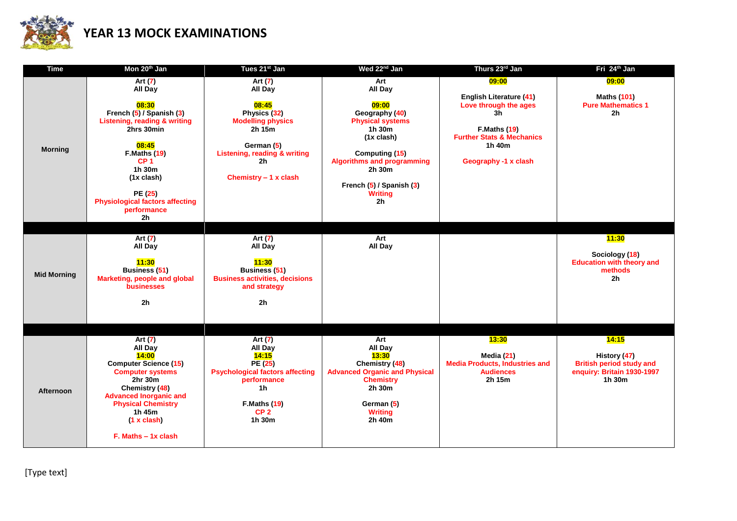# YEAR 13 MOCK EXAMINATIONS

| Time | Mon 20th Jan | Tues 21st Jan | Wed 22nd Jan | Thurs 23rd Jan | Fri 24th Jan |
|---|---|---|---|---|---|
| Morning | Art (7) All Day<br><br>08:30<br>French (5) / Spanish (3)<br>Listening, reading & writing<br>2hrs 30min<br><br>08:45<br>F.Maths (19)<br>CP 1<br>1h 30m<br>(1x clash)<br><br>PE (25)<br>Physiological factors affecting performance<br>2h | Art (7) All Day<br><br>08:45<br>Physics (32)<br>Modelling physics<br>2h 15m<br><br>German (5)<br>Listening, reading & writing<br>2h<br><br>Chemistry – 1 x clash | Art All Day<br><br>09:00<br>Geography (40)<br>Physical systems<br>1h 30m<br>(1x clash)<br><br>Computing (15)<br>Algorithms and programming<br>2h 30m<br><br>French (5) / Spanish (3)<br>Writing<br>2h | 09:00<br><br>English Literature (41)<br>Love through the ages<br>3h<br><br>F.Maths (19)<br>Further Stats & Mechanics<br>1h 40m<br><br>Geography -1 x clash | 09:00<br><br>Maths (101)<br>Pure Mathematics 1<br>2h |
| Mid Morning | Art (7) All Day<br><br>11:30<br>Business (51)<br>Marketing, people and global businesses<br><br>2h | Art (7) All Day<br><br>11:30<br>Business (51)<br>Business activities, decisions and strategy<br><br>2h | Art All Day | | 11:30<br><br>Sociology (18)<br>Education with theory and methods<br>2h |
| Afternoon | Art (7) All Day<br>14:00<br>Computer Science (15)<br>Computer systems<br>2hr 30m<br>Chemistry (48)<br>Advanced Inorganic and Physical Chemistry<br>1h 45m<br>(1 x clash)<br><br>F. Maths – 1x clash | Art (7) All Day<br>14:15<br>PE (25)<br>Psychological factors affecting performance<br>1h<br><br>F.Maths (19)<br>CP 2<br>1h 30m | Art All Day<br>13:30<br>Chemistry (48)<br>Advanced Organic and Physical Chemistry<br>2h 30m<br><br>German (5)<br>Writing<br>2h 40m | 13:30<br><br>Media (21)<br>Media Products, Industries and Audiences<br>2h 15m | 14:15<br><br>History (47)<br>British period study and enquiry: Britain 1930-1997<br>1h 30m |

[Type text]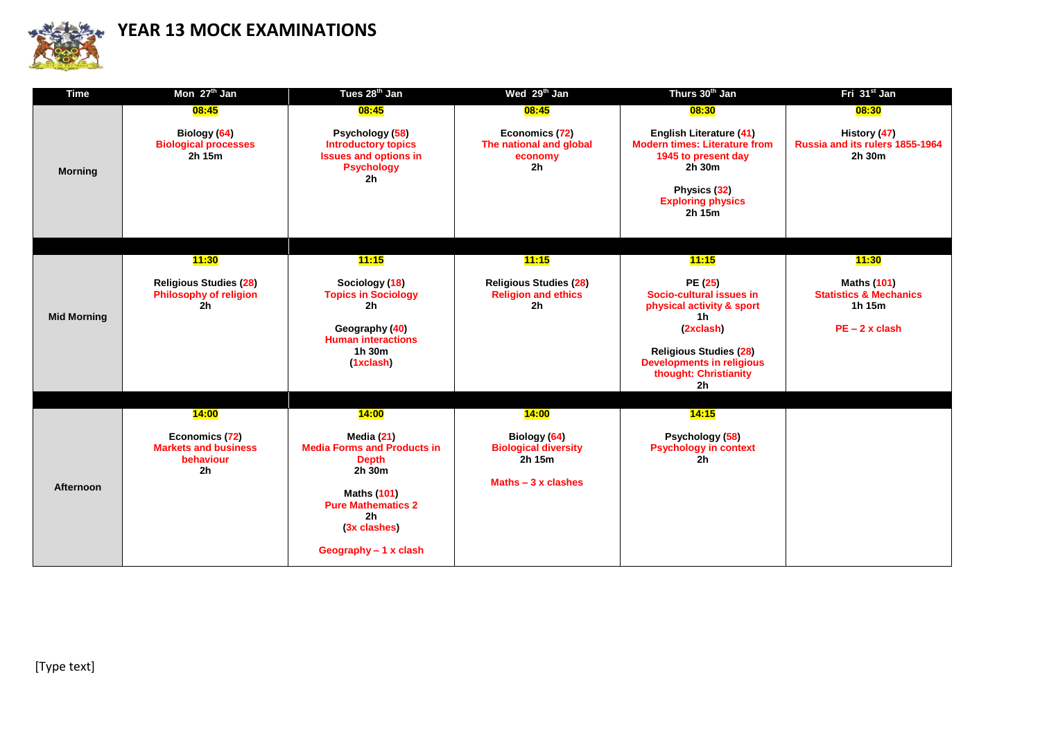# YEAR 13 MOCK EXAMINATIONS

| Time | Mon 27th Jan | Tues 28th Jan | Wed 29th Jan | Thurs 30th Jan | Fri 31st Jan |
|---|---|---|---|---|---|
| Morning | **08:45**<br><br>**Biology (64)**<br>**Biological processes**<br>**2h 15m** | **08:45**<br><br>**Psychology (58)**<br>**Introductory topics Issues and options in Psychology**<br>**2h** | **08:45**<br><br>**Economics (72)**<br>**The national and global economy**<br>**2h** | **08:30**<br><br>**English Literature (41)**<br>**Modern times: Literature from 1945 to present day**<br>**2h 30m**<br><br>**Physics (32)**<br>**Exploring physics**<br>**2h 15m** | **08:30**<br><br>**History (47)**<br>**Russia and its rulers 1855-1964**<br>**2h 30m** |
| Mid Morning | **11:30**<br><br>**Religious Studies (28)**<br>**Philosophy of religion**<br>**2h** | **11:15**<br><br>**Sociology (18)**<br>**Topics in Sociology**<br>**2h**<br><br>**Geography (40)**<br>**Human interactions**<br>**1h 30m**<br>**(1xclash)** | **11:15**<br><br>**Religious Studies (28)**<br>**Religion and ethics**<br>**2h** | **11:15**<br><br>**PE (25)**<br>**Socio-cultural issues in physical activity & sport**<br>**1h**<br>**(2xclash)**<br><br>**Religious Studies (28)**<br>**Developments in religious thought: Christianity**<br>**2h** | **11:30**<br><br>**Maths (101)**<br>**Statistics & Mechanics**<br>**1h 15m**<br><br>**PE – 2 x clash** |
| Afternoon | **14:00**<br><br>**Economics (72)**<br>**Markets and business behaviour**<br>**2h** | **14:00**<br><br>**Media (21)**<br>**Media Forms and Products in Depth**<br>**2h 30m**<br><br>**Maths (101)**<br>**Pure Mathematics 2**<br>**2h**<br>**(3x clashes)**<br><br>**Geography – 1 x clash** | **14:00**<br><br>**Biology (64)**<br>**Biological diversity**<br>**2h 15m**<br><br>**Maths – 3 x clashes** | **14:15**<br><br>**Psychology (58)**<br>**Psychology in context**<br>**2h** | |

[Type text]